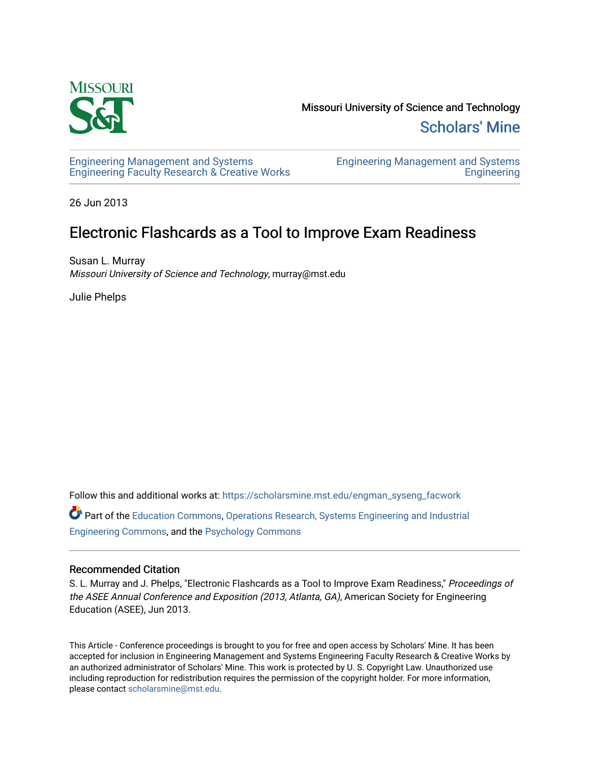Missouri University of Science and Technology

Scholars' Mine

Engineering Management and Systems Engineering Faculty Research & Creative Works

Engineering Management and Systems Engineering

26 Jun 2013

# Electronic Flashcards as a Tool to Improve Exam Readiness

Susan L. Murray
*Missouri University of Science and Technology*, murray@mst.edu

Julie Phelps

Follow this and additional works at: https://scholarsmine.mst.edu/engman_syseng_facwork

Part of the Education Commons, Operations Research, Systems Engineering and Industrial Engineering Commons, and the Psychology Commons

## Recommended Citation

S. L. Murray and J. Phelps, "Electronic Flashcards as a Tool to Improve Exam Readiness," *Proceedings of the ASEE Annual Conference and Exposition (2013, Atlanta, GA)*, American Society for Engineering Education (ASEE), Jun 2013.

This Article - Conference proceedings is brought to you for free and open access by Scholars' Mine. It has been accepted for inclusion in Engineering Management and Systems Engineering Faculty Research & Creative Works by an authorized administrator of Scholars' Mine. This work is protected by U. S. Copyright Law. Unauthorized use including reproduction for redistribution requires the permission of the copyright holder. For more information, please contact scholarsmine@mst.edu.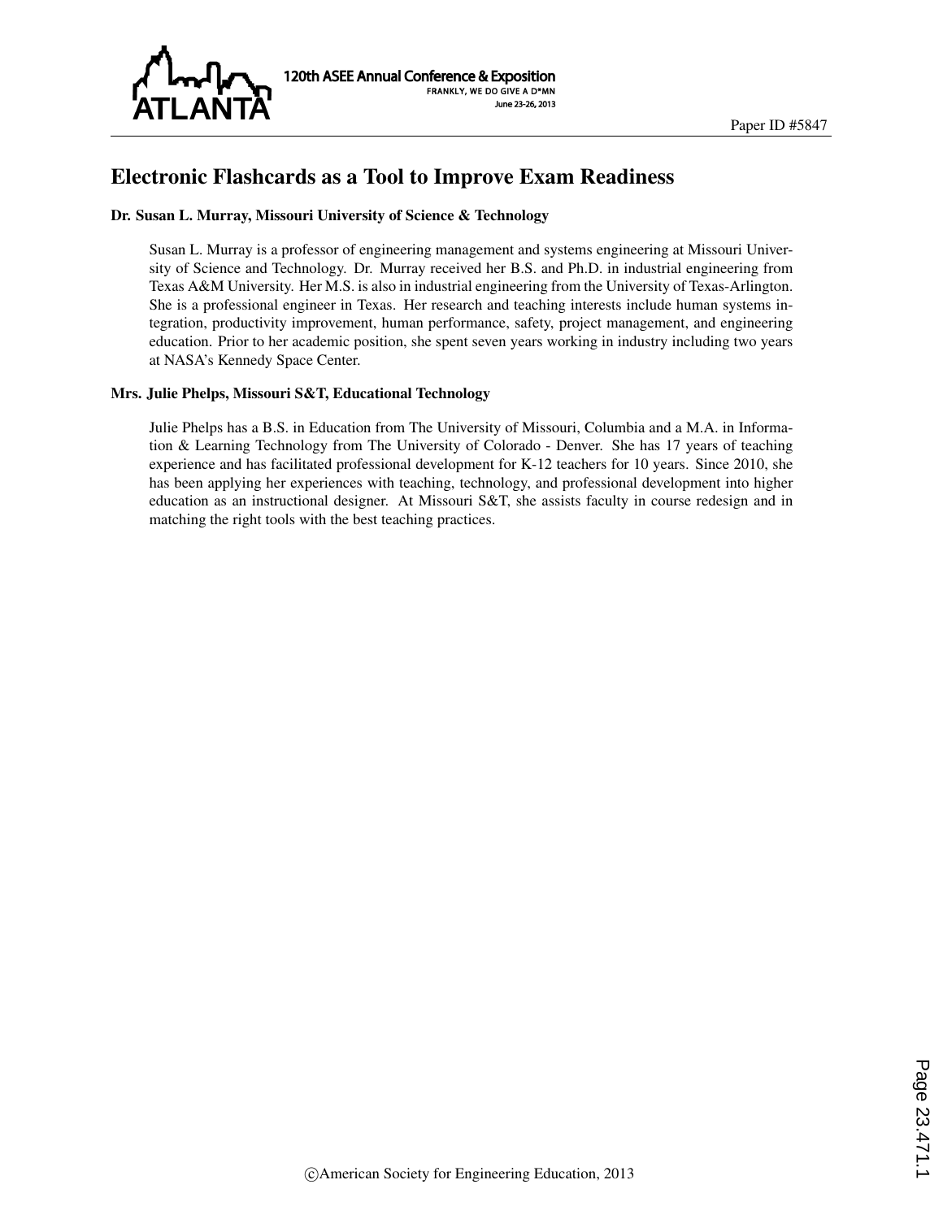# Electronic Flashcards as a Tool to Improve Exam Readiness

### Dr. Susan L. Murray, Missouri University of Science & Technology

Susan L. Murray is a professor of engineering management and systems engineering at Missouri University of Science and Technology. Dr. Murray received her B.S. and Ph.D. in industrial engineering from Texas A&M University. Her M.S. is also in industrial engineering from the University of Texas-Arlington. She is a professional engineer in Texas. Her research and teaching interests include human systems integration, productivity improvement, human performance, safety, project management, and engineering education. Prior to her academic position, she spent seven years working in industry including two years at NASA's Kennedy Space Center.

### Mrs. Julie Phelps, Missouri S&T, Educational Technology

Julie Phelps has a B.S. in Education from The University of Missouri, Columbia and a M.A. in Information & Learning Technology from The University of Colorado - Denver. She has 17 years of teaching experience and has facilitated professional development for K-12 teachers for 10 years. Since 2010, she has been applying her experiences with teaching, technology, and professional development into higher education as an instructional designer. At Missouri S&T, she assists faculty in course redesign and in matching the right tools with the best teaching practices.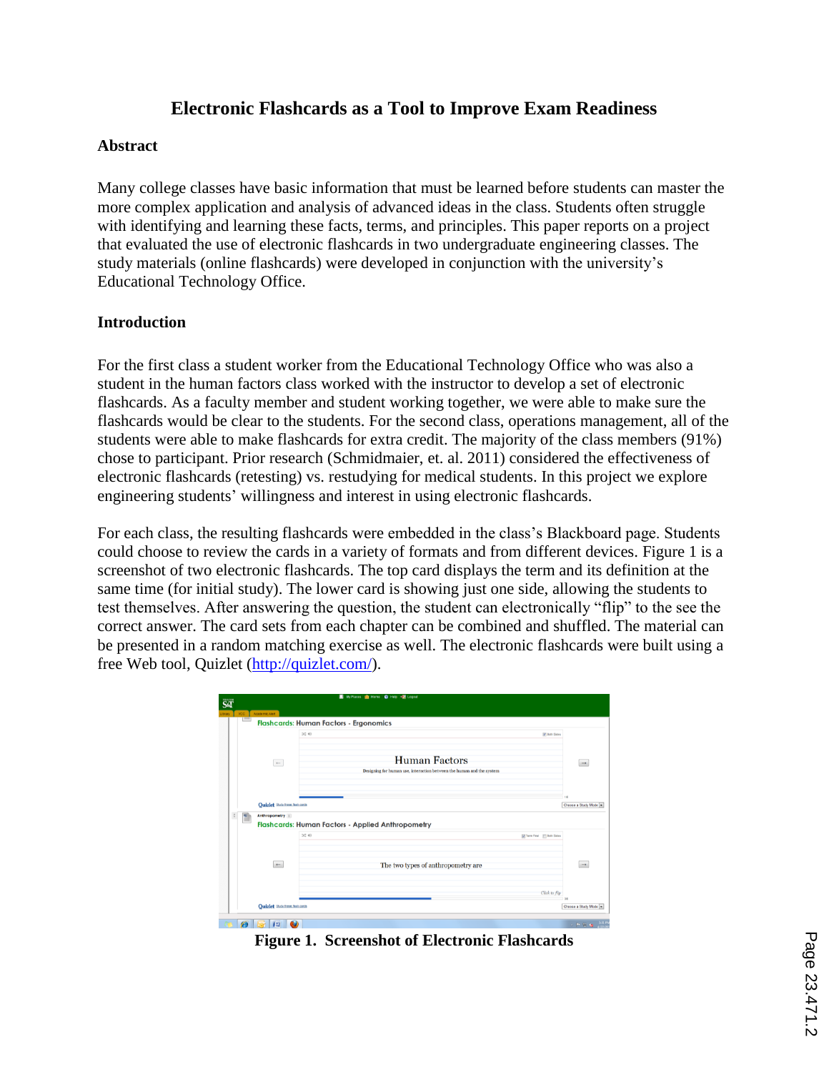# Electronic Flashcards as a Tool to Improve Exam Readiness

## Abstract

Many college classes have basic information that must be learned before students can master the more complex application and analysis of advanced ideas in the class. Students often struggle with identifying and learning these facts, terms, and principles. This paper reports on a project that evaluated the use of electronic flashcards in two undergraduate engineering classes. The study materials (online flashcards) were developed in conjunction with the university's Educational Technology Office.

## Introduction

For the first class a student worker from the Educational Technology Office who was also a student in the human factors class worked with the instructor to develop a set of electronic flashcards. As a faculty member and student working together, we were able to make sure the flashcards would be clear to the students. For the second class, operations management, all of the students were able to make flashcards for extra credit. The majority of the class members (91%) chose to participant. Prior research (Schmidmaier, et. al. 2011) considered the effectiveness of electronic flashcards (retesting) vs. restudying for medical students. In this project we explore engineering students' willingness and interest in using electronic flashcards.

For each class, the resulting flashcards were embedded in the class's Blackboard page. Students could choose to review the cards in a variety of formats and from different devices. Figure 1 is a screenshot of two electronic flashcards. The top card displays the term and its definition at the same time (for initial study). The lower card is showing just one side, allowing the students to test themselves. After answering the question, the student can electronically "flip" to the see the correct answer. The card sets from each chapter can be combined and shuffled. The material can be presented in a random matching exercise as well. The electronic flashcards were built using a free Web tool, Quizlet (http://quizlet.com/).

**Figure 1. Screenshot of Electronic Flashcards**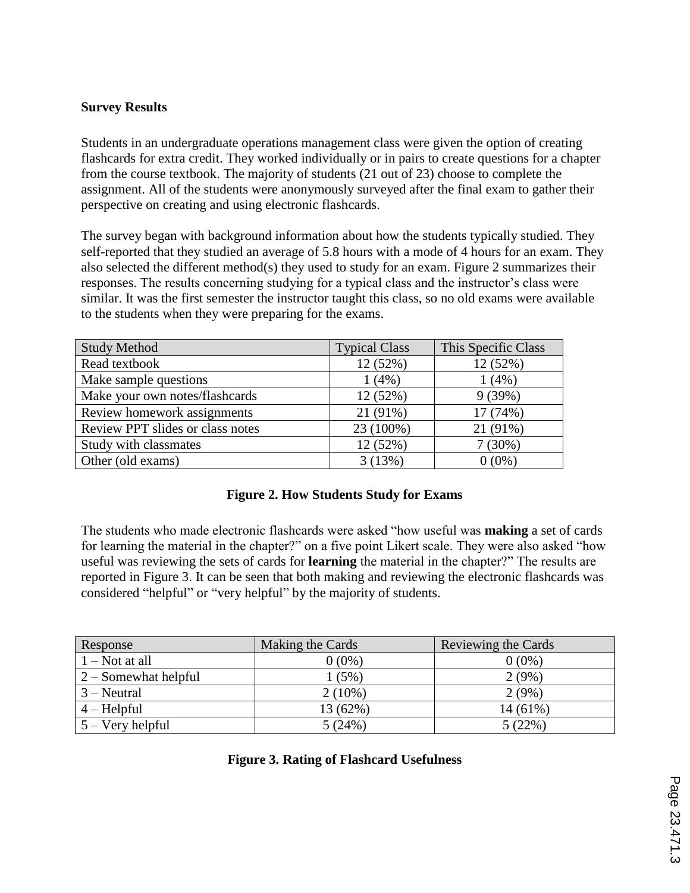**Survey Results**

Students in an undergraduate operations management class were given the option of creating flashcards for extra credit. They worked individually or in pairs to create questions for a chapter from the course textbook. The majority of students (21 out of 23) choose to complete the assignment. All of the students were anonymously surveyed after the final exam to gather their perspective on creating and using electronic flashcards.

The survey began with background information about how the students typically studied. They self-reported that they studied an average of 5.8 hours with a mode of 4 hours for an exam. They also selected the different method(s) they used to study for an exam. Figure 2 summarizes their responses. The results concerning studying for a typical class and the instructor's class were similar. It was the first semester the instructor taught this class, so no old exams were available to the students when they were preparing for the exams.

| Study Method | Typical Class | This Specific Class |
|---|---|---|
| Read textbook | 12 (52%) | 12 (52%) |
| Make sample questions | 1 (4%) | 1 (4%) |
| Make your own notes/flashcards | 12 (52%) | 9 (39%) |
| Review homework assignments | 21 (91%) | 17 (74%) |
| Review PPT slides or class notes | 23 (100%) | 21 (91%) |
| Study with classmates | 12 (52%) | 7 (30%) |
| Other (old exams) | 3 (13%) | 0 (0%) |

**Figure 2. How Students Study for Exams**

The students who made electronic flashcards were asked "how useful was **making** a set of cards for learning the material in the chapter?" on a five point Likert scale. They were also asked "how useful was reviewing the sets of cards for **learning** the material in the chapter?" The results are reported in Figure 3. It can be seen that both making and reviewing the electronic flashcards was considered "helpful" or "very helpful" by the majority of students.

| Response | Making the Cards | Reviewing the Cards |
|---|---|---|
| 1 – Not at all | 0 (0%) | 0 (0%) |
| 2 – Somewhat helpful | 1 (5%) | 2 (9%) |
| 3 – Neutral | 2 (10%) | 2 (9%) |
| 4 – Helpful | 13 (62%) | 14 (61%) |
| 5 – Very helpful | 5 (24%) | 5 (22%) |

**Figure 3. Rating of Flashcard Usefulness**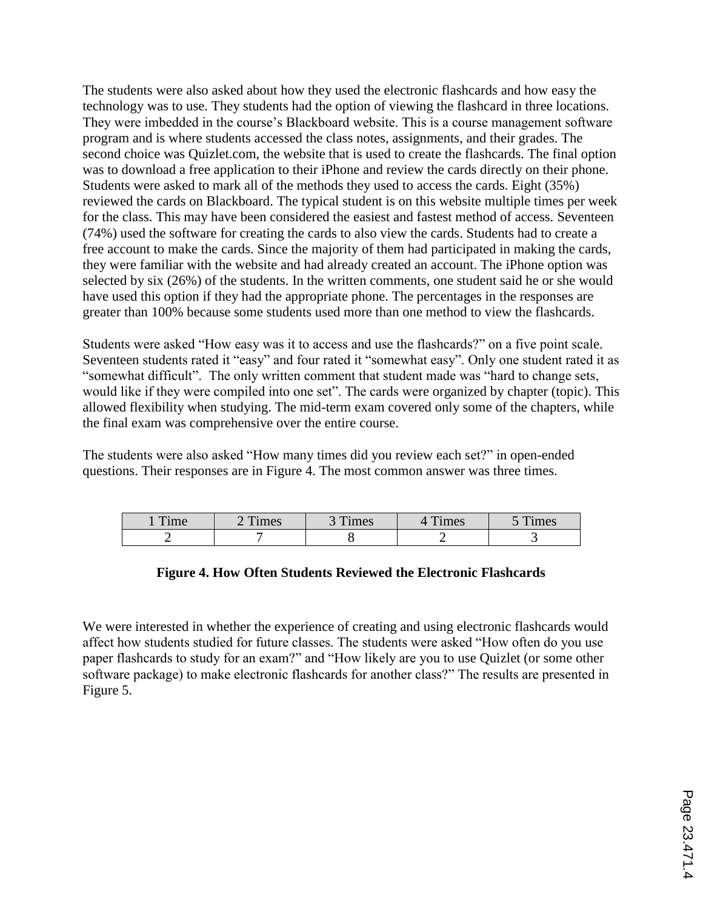The students were also asked about how they used the electronic flashcards and how easy the technology was to use. They students had the option of viewing the flashcard in three locations. They were imbedded in the course's Blackboard website. This is a course management software program and is where students accessed the class notes, assignments, and their grades. The second choice was Quizlet.com, the website that is used to create the flashcards. The final option was to download a free application to their iPhone and review the cards directly on their phone. Students were asked to mark all of the methods they used to access the cards. Eight (35%) reviewed the cards on Blackboard. The typical student is on this website multiple times per week for the class. This may have been considered the easiest and fastest method of access. Seventeen (74%) used the software for creating the cards to also view the cards. Students had to create a free account to make the cards. Since the majority of them had participated in making the cards, they were familiar with the website and had already created an account. The iPhone option was selected by six (26%) of the students. In the written comments, one student said he or she would have used this option if they had the appropriate phone. The percentages in the responses are greater than 100% because some students used more than one method to view the flashcards.

Students were asked "How easy was it to access and use the flashcards?" on a five point scale. Seventeen students rated it "easy" and four rated it "somewhat easy". Only one student rated it as "somewhat difficult". The only written comment that student made was "hard to change sets, would like if they were compiled into one set". The cards were organized by chapter (topic). This allowed flexibility when studying. The mid-term exam covered only some of the chapters, while the final exam was comprehensive over the entire course.

The students were also asked "How many times did you review each set?" in open-ended questions. Their responses are in Figure 4. The most common answer was three times.

| 1 Time | 2 Times | 3 Times | 4 Times | 5 Times |
|---|---|---|---|---|
| 2 | 7 | 8 | 2 | 3 |

**Figure 4. How Often Students Reviewed the Electronic Flashcards**

We were interested in whether the experience of creating and using electronic flashcards would affect how students studied for future classes. The students were asked "How often do you use paper flashcards to study for an exam?" and "How likely are you to use Quizlet (or some other software package) to make electronic flashcards for another class?" The results are presented in Figure 5.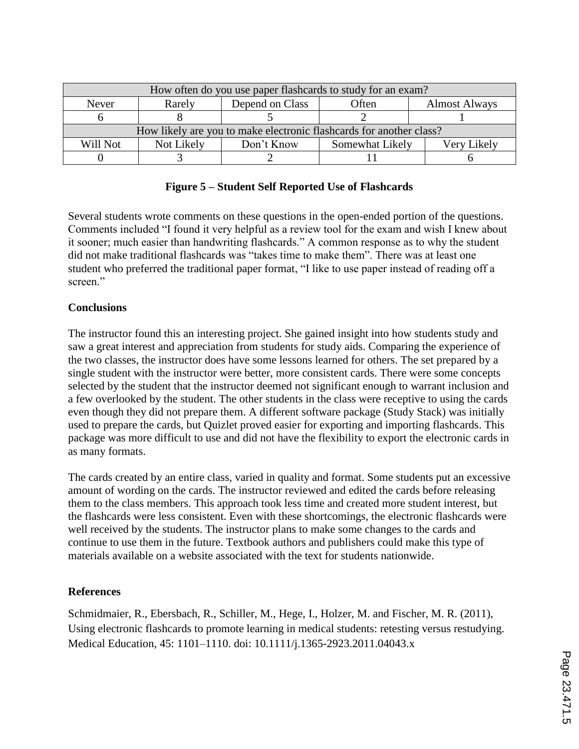| How often do you use paper flashcards to study for an exam? | | | | |
|---|---|---|---|---|
| Never | Rarely | Depend on Class | Often | Almost Always |
| 6 | 8 | 5 | 2 | 1 |
| How likely are you to make electronic flashcards for another class? | | | | |
| Will Not | Not Likely | Don't Know | Somewhat Likely | Very Likely |
| 0 | 3 | 2 | 11 | 6 |

**Figure 5 – Student Self Reported Use of Flashcards**

Several students wrote comments on these questions in the open-ended portion of the questions. Comments included "I found it very helpful as a review tool for the exam and wish I knew about it sooner; much easier than handwriting flashcards." A common response as to why the student did not make traditional flashcards was "takes time to make them". There was at least one student who preferred the traditional paper format, "I like to use paper instead of reading off a screen."

**Conclusions**

The instructor found this an interesting project. She gained insight into how students study and saw a great interest and appreciation from students for study aids. Comparing the experience of the two classes, the instructor does have some lessons learned for others. The set prepared by a single student with the instructor were better, more consistent cards. There were some concepts selected by the student that the instructor deemed not significant enough to warrant inclusion and a few overlooked by the student. The other students in the class were receptive to using the cards even though they did not prepare them. A different software package (Study Stack) was initially used to prepare the cards, but Quizlet proved easier for exporting and importing flashcards. This package was more difficult to use and did not have the flexibility to export the electronic cards in as many formats.

The cards created by an entire class, varied in quality and format. Some students put an excessive amount of wording on the cards. The instructor reviewed and edited the cards before releasing them to the class members. This approach took less time and created more student interest, but the flashcards were less consistent. Even with these shortcomings, the electronic flashcards were well received by the students. The instructor plans to make some changes to the cards and continue to use them in the future. Textbook authors and publishers could make this type of materials available on a website associated with the text for students nationwide.

**References**

Schmidmaier, R., Ebersbach, R., Schiller, M., Hege, I., Holzer, M. and Fischer, M. R. (2011), Using electronic flashcards to promote learning in medical students: retesting versus restudying. Medical Education, 45: 1101–1110. doi: 10.1111/j.1365-2923.2011.04043.x